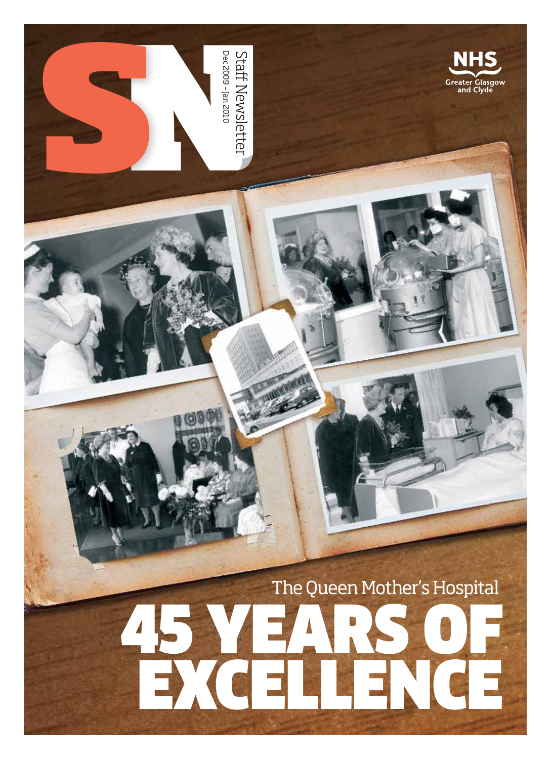# SN

Staff Newsletter

Dec 2009 - Jan 2010

NHS Greater Glasgow and Clyde

The Queen Mother's Hospital

# 45 YEARS OF EXCELLENCE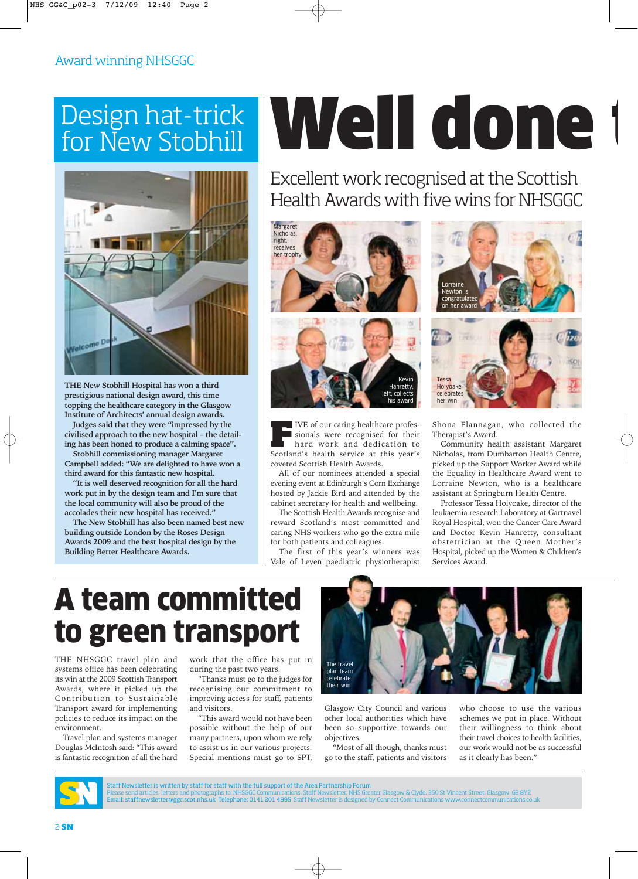Award winning NHSGGC

## Design hat-trick for New Stobhill

**THE New Stobhill Hospital has won a third prestigious national design award, this time topping the healthcare category in the Glasgow Institute of Architects' annual design awards.**

**Judges said that they were "impressed by the civilised approach to the new hospital – the detailing has been honed to produce a calming space".**

**Stobhill commissioning manager Margaret Campbell added: "We are delighted to have won a third award for this fantastic new hospital.**

**"It is well deserved recognition for all the hard work put in by the design team and I'm sure that the local community will also be proud of the accolades their new hospital has received."**

**The New Stobhill has also been named best new building outside London by the Roses Design Awards 2009 and the best hospital design by the Building Better Healthcare Awards.**

# Well done t

## Excellent work recognised at the Scottish Health Awards with five wins for NHSGGC

Margaret Nicholas, right, receives her trophy

Lorraine Newton is congratulated on her award

Kevin Hanretty, left, collects his award

Tessa Holyoake celebrates her win

FIVE of our caring healthcare professionals were recognised for their hard work and dedication to Scotland's health service at this year's coveted Scottish Health Awards.

All of our nominees attended a special evening event at Edinburgh's Corn Exchange hosted by Jackie Bird and attended by the cabinet secretary for health and wellbeing.

The Scottish Health Awards recognise and reward Scotland's most committed and caring NHS workers who go the extra mile for both patients and colleagues.

The first of this year's winners was Vale of Leven paediatric physiotherapist Shona Flannagan, who collected the Therapist's Award.

Community health assistant Margaret Nicholas, from Dumbarton Health Centre, picked up the Support Worker Award while the Equality in Healthcare Award went to Lorraine Newton, who is a healthcare assistant at Springburn Health Centre.

Professor Tessa Holyoake, director of the leukaemia research Laboratory at Gartnavel Royal Hospital, won the Cancer Care Award and Doctor Kevin Hanretty, consultant obstetrician at the Queen Mother's Hospital, picked up the Women & Children's Services Award.

# A team committed to green transport

THE NHSGGC travel plan and systems office has been celebrating its win at the 2009 Scottish Transport Awards, where it picked up the Contribution to Sustainable Transport award for implementing policies to reduce its impact on the environment.

Travel plan and systems manager Douglas McIntosh said: "This award is fantastic recognition of all the hard work that the office has put in during the past two years.

"Thanks must go to the judges for recognising our commitment to improving access for staff, patients and visitors.

"This award would not have been possible without the help of our many partners, upon whom we rely to assist us in our various projects. Special mentions must go to SPT, Glasgow City Council and various other local authorities which have been so supportive towards our objectives.

"Most of all though, thanks must go to the staff, patients and visitors who choose to use the various schemes we put in place. Without their willingness to think about their travel choices to health facilities, our work would not be as successful as it clearly has been."

The travel plan team celebrate their win

Staff Newsletter is written by staff for staff with the full support of the Area Partnership Forum
Please send articles, letters and photographs to: NHSGGC Communications, Staff Newsletter, NHS Greater Glasgow & Clyde, 350 St Vincent Street, Glasgow G3 8YZ
Email: staffnewsletter@ggc.scot.nhs.uk Telephone: 0141 201 4995 Staff Newsletter is designed by Connect Communications www.connectcommunications.co.uk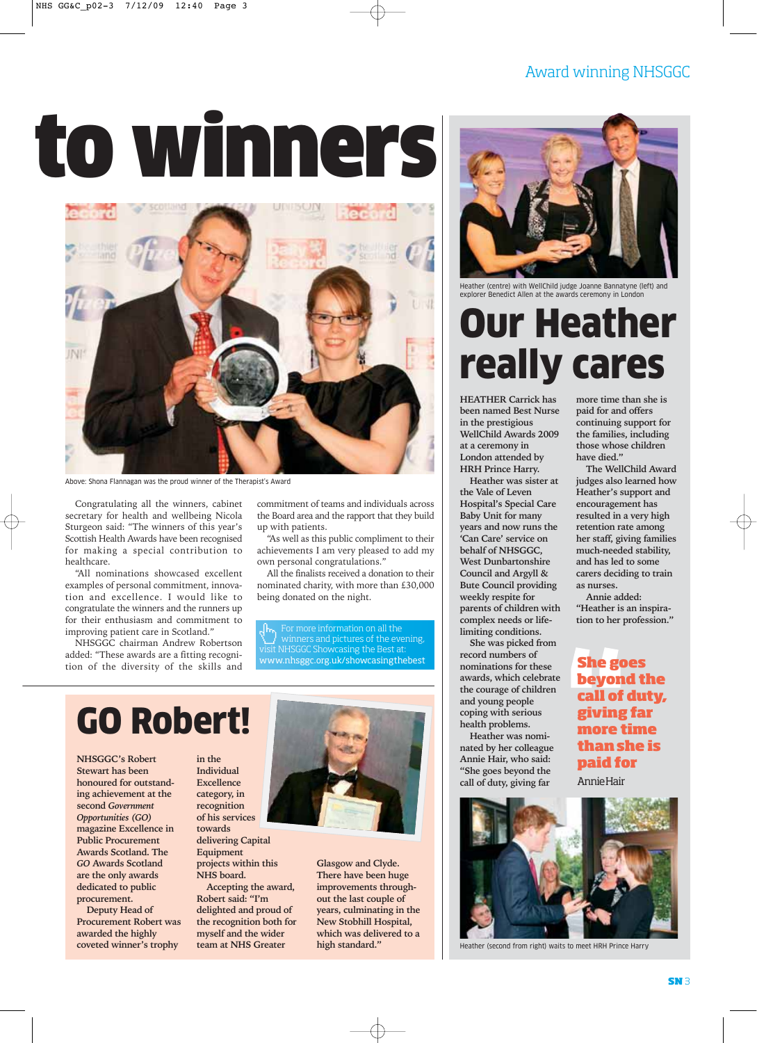# to winners

Above: Shona Flannagan was the proud winner of the Therapist's Award

Congratulating all the winners, cabinet secretary for health and wellbeing Nicola Sturgeon said: "The winners of this year's Scottish Health Awards have been recognised for making a special contribution to healthcare.

"All nominations showcased excellent examples of personal commitment, innovation and excellence. I would like to congratulate the winners and the runners up for their enthusiasm and commitment to improving patient care in Scotland."

NHSGGC chairman Andrew Robertson added: "These awards are a fitting recognition of the diversity of the skills and commitment of teams and individuals across the Board area and the rapport that they build up with patients.

"As well as this public compliment to their achievements I am very pleased to add my own personal congratulations."

All the finalists received a donation to their nominated charity, with more than £30,000 being donated on the night.

For more information on all the winners and pictures of the evening, visit NHSGGC Showcasing the Best at: www.nhsggc.org.uk/showcasingthebest

## GO Robert!

NHSGGC's Robert Stewart has been honoured for outstanding achievement at the second *Government Opportunities (GO)* magazine Excellence in Public Procurement Awards Scotland. The *GO* Awards Scotland are the only awards dedicated to public procurement.

Deputy Head of Procurement Robert was awarded the highly coveted winner's trophy in the Individual Excellence category, in recognition of his services towards delivering Capital Equipment projects within this NHS board.

Accepting the award, Robert said: "I'm delighted and proud of the recognition both for myself and the wider team at NHS Greater Glasgow and Clyde. There have been huge improvements throughout the last couple of years, culminating in the New Stobhill Hospital, which was delivered to a high standard."

Heather (centre) with WellChild judge Joanne Bannatyne (left) and explorer Benedict Allen at the awards ceremony in London

## Our Heather really cares

HEATHER Carrick has been named Best Nurse in the prestigious WellChild Awards 2009 at a ceremony in London attended by HRH Prince Harry.

Heather was sister at the Vale of Leven Hospital's Special Care Baby Unit for many years and now runs the 'Can Care' service on behalf of NHSGGC, West Dunbartonshire Council and Argyll & Bute Council providing weekly respite for parents of children with complex needs or life-limiting conditions.

She was picked from record numbers of nominations for these awards, which celebrate the courage of children and young people coping with serious health problems.

Heather was nominated by her colleague Annie Hair, who said: "She goes beyond the call of duty, giving far more time than she is paid for and offers continuing support for the families, including those whose children have died."

The WellChild Award judges also learned how Heather's support and encouragement has resulted in a very high retention rate among her staff, giving families much-needed stability, and has led to some carers deciding to train as nurses.

Annie added: "Heather is an inspiration to her profession."

> "She goes beyond the call of duty, giving far more time than she is paid for
>
> Annie Hair

Heather (second from right) waits to meet HRH Prince Harry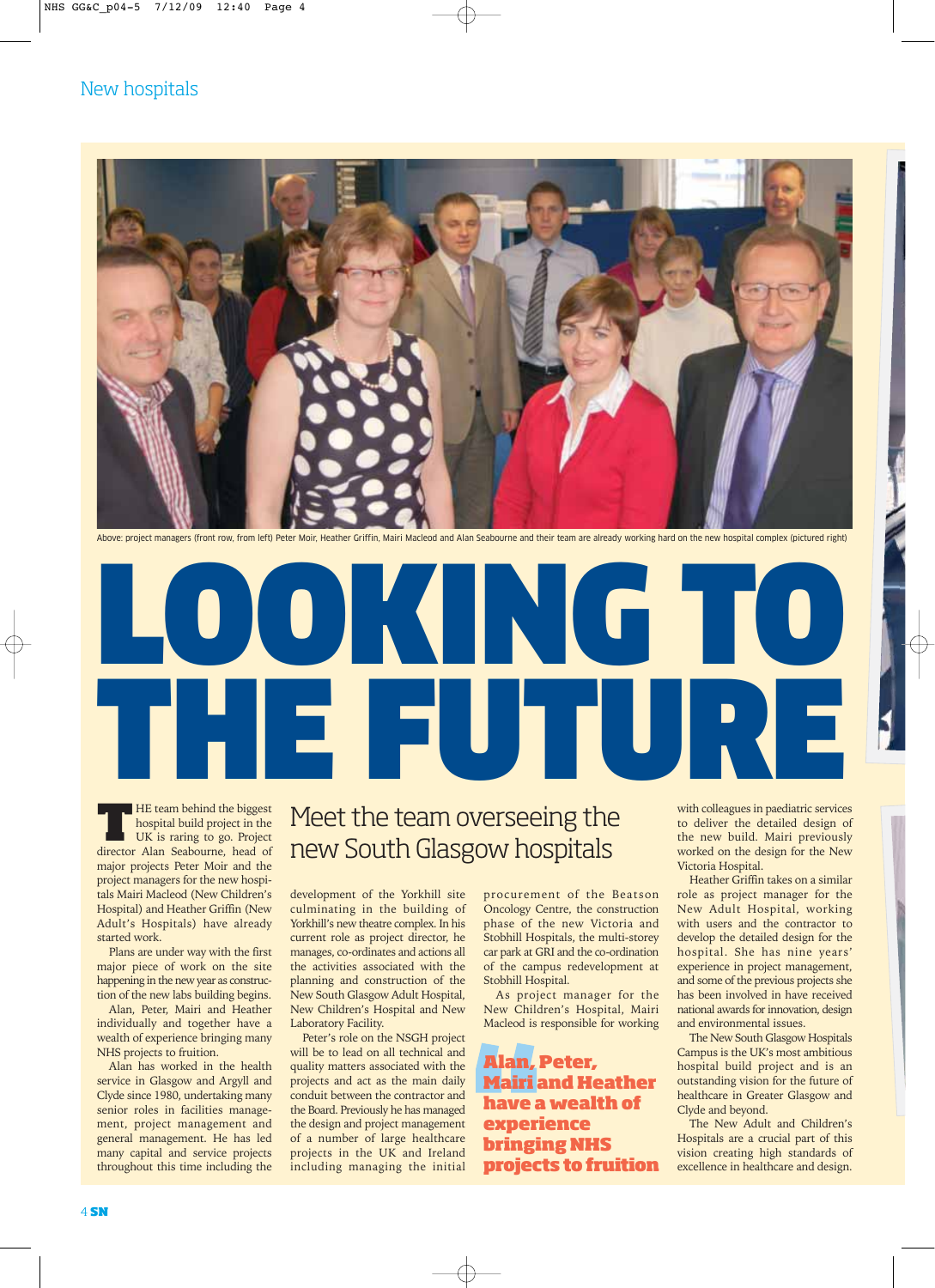New hospitals

Above: project managers (front row, from left) Peter Moir, Heather Griffin, Mairi Macleod and Alan Seabourne and their team are already working hard on the new hospital complex (pictured right)

# LOOKING TO THE FUTURE

## Meet the team overseeing the new South Glasgow hospitals

THE team behind the biggest hospital build project in the UK is raring to go. Project director Alan Seabourne, head of major projects Peter Moir and the project managers for the new hospitals Mairi Macleod (New Children's Hospital) and Heather Griffin (New Adult's Hospitals) have already started work.

Plans are under way with the first major piece of work on the site happening in the new year as construction of the new labs building begins.

Alan, Peter, Mairi and Heather individually and together have a wealth of experience bringing many NHS projects to fruition.

Alan has worked in the health service in Glasgow and Argyll and Clyde since 1980, undertaking many senior roles in facilities management, project management and general management. He has led many capital and service projects throughout this time including the development of the Yorkhill site culminating in the building of Yorkhill's new theatre complex. In his current role as project director, he manages, co-ordinates and actions all the activities associated with the planning and construction of the New South Glasgow Adult Hospital, New Children's Hospital and New Laboratory Facility.

Peter's role on the NSGH project will be to lead on all technical and quality matters associated with the projects and act as the main daily conduit between the contractor and the Board. Previously he has managed the design and project management of a number of large healthcare projects in the UK and Ireland including managing the initial procurement of the Beatson Oncology Centre, the construction phase of the new Victoria and Stobhill Hospitals, the multi-storey car park at GRI and the co-ordination of the campus redevelopment at Stobhill Hospital.

As project manager for the New Children's Hospital, Mairi Macleod is responsible for working with colleagues in paediatric services to deliver the detailed design of the new build. Mairi previously worked on the design for the New Victoria Hospital.

> **Alan, Peter, Mairi and Heather have a wealth of experience bringing NHS projects to fruition**

Heather Griffin takes on a similar role as project manager for the New Adult Hospital, working with users and the contractor to develop the detailed design for the hospital. She has nine years' experience in project management, and some of the previous projects she has been involved in have received national awards for innovation, design and environmental issues.

The New South Glasgow Hospitals Campus is the UK's most ambitious hospital build project and is an outstanding vision for the future of healthcare in Greater Glasgow and Clyde and beyond.

The New Adult and Children's Hospitals are a crucial part of this vision creating high standards of excellence in healthcare and design.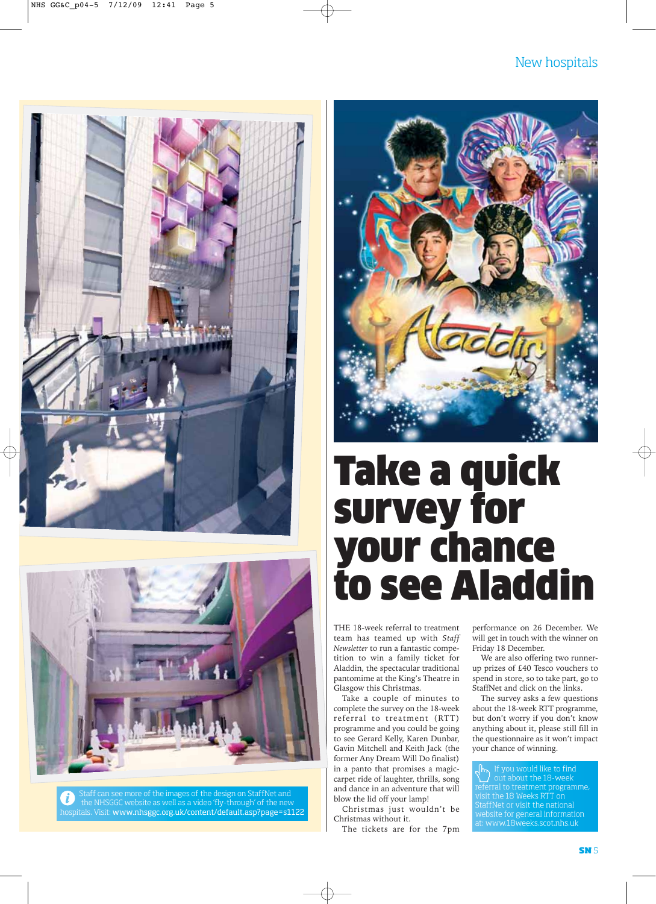Staff can see more of the images of the design on StaffNet and the NHSGGC website as well as a video 'fly-through' of the new hospitals. Visit: **www.nhsggc.org.uk/content/default.asp?page=s1122**

# Take a quick survey for your chance to see Aladdin

THE 18-week referral to treatment team has teamed up with *Staff Newsletter* to run a fantastic competition to win a family ticket for Aladdin, the spectacular traditional pantomime at the King's Theatre in Glasgow this Christmas.

Take a couple of minutes to complete the survey on the 18-week referral to treatment (RTT) programme and you could be going to see Gerard Kelly, Karen Dunbar, Gavin Mitchell and Keith Jack (the former Any Dream Will Do finalist) in a panto that promises a magic-carpet ride of laughter, thrills, song and dance in an adventure that will blow the lid off your lamp!

Christmas just wouldn't be Christmas without it.

The tickets are for the 7pm performance on 26 December. We will get in touch with the winner on Friday 18 December.

We are also offering two runner-up prizes of £40 Tesco vouchers to spend in store, so to take part, go to StaffNet and click on the links.

The survey asks a few questions about the 18-week RTT programme, but don't worry if you don't know anything about it, please still fill in the questionnaire as it won't impact your chance of winning.

If you would like to find out about the 18-week referral to treatment programme, visit the 18 Weeks RTT on StaffNet or visit the national website for general information at: www.18weeks.scot.nhs.uk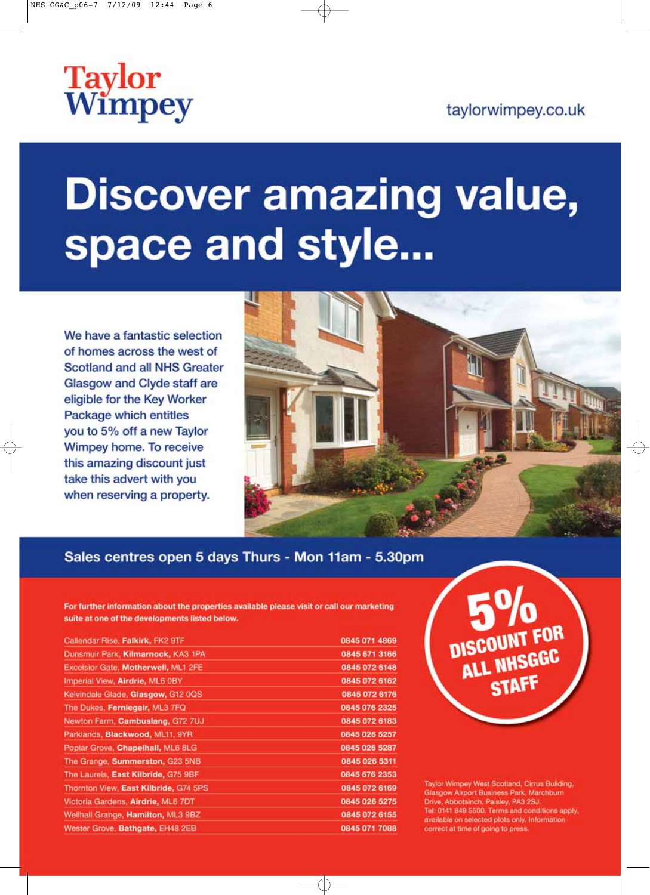# Taylor Wimpey

taylorwimpey.co.uk

# Discover amazing value, space and style...

We have a fantastic selection of homes across the west of Scotland and all NHS Greater Glasgow and Clyde staff are eligible for the Key Worker Package which entitles you to 5% off a new Taylor Wimpey home. To receive this amazing discount just take this advert with you when reserving a property.

## Sales centres open 5 days Thurs - Mon 11am - 5.30pm

**For further information about the properties available please visit or call our marketing suite at one of the developments listed below.**

| Development | Telephone |
| --- | --- |
| Callendar Rise, **Falkirk**, FK2 9TF | 0845 071 4869 |
| Dunsmuir Park, **Kilmarnock**, KA3 1PA | 0845 671 3166 |
| Excelsior Gate, **Motherwell**, ML1 2FE | 0845 072 6148 |
| Imperial View, **Airdrie**, ML6 0BY | 0845 072 6162 |
| Kelvindale Glade, **Glasgow**, G12 0QS | 0845 072 6176 |
| The Dukes, **Ferniegair**, ML3 7FQ | 0845 076 2325 |
| Newton Farm, **Cambuslang**, G72 7UJ | 0845 072 6183 |
| Parklands, **Blackwood**, ML11, 9YR | 0845 026 5257 |
| Poplar Grove, **Chapelhall**, ML6 8LG | 0845 026 5287 |
| The Grange, **Summerston**, G23 5NB | 0845 026 5311 |
| The Laurels, **East Kilbride**, G75 9BF | 0845 676 2353 |
| Thornton View, **East Kilbride**, G74 5PS | 0845 072 6169 |
| Victoria Gardens, **Airdrie**, ML6 7DT | 0845 026 5275 |
| Wellhall Grange, **Hamilton**, ML3 9BZ | 0845 072 6155 |
| Wester Grove, **Bathgate**, EH48 2EB | 0845 071 7088 |

**5% DISCOUNT FOR ALL NHSGGC STAFF**

Taylor Wimpey West Scotland, Cirrus Building, Glasgow Airport Business Park, Marchburn Drive, Abbotsinch, Paisley, PA3 2SJ. Tel: 0141 849 5500. Terms and conditions apply, available on selected plots only. Information correct at time of going to press.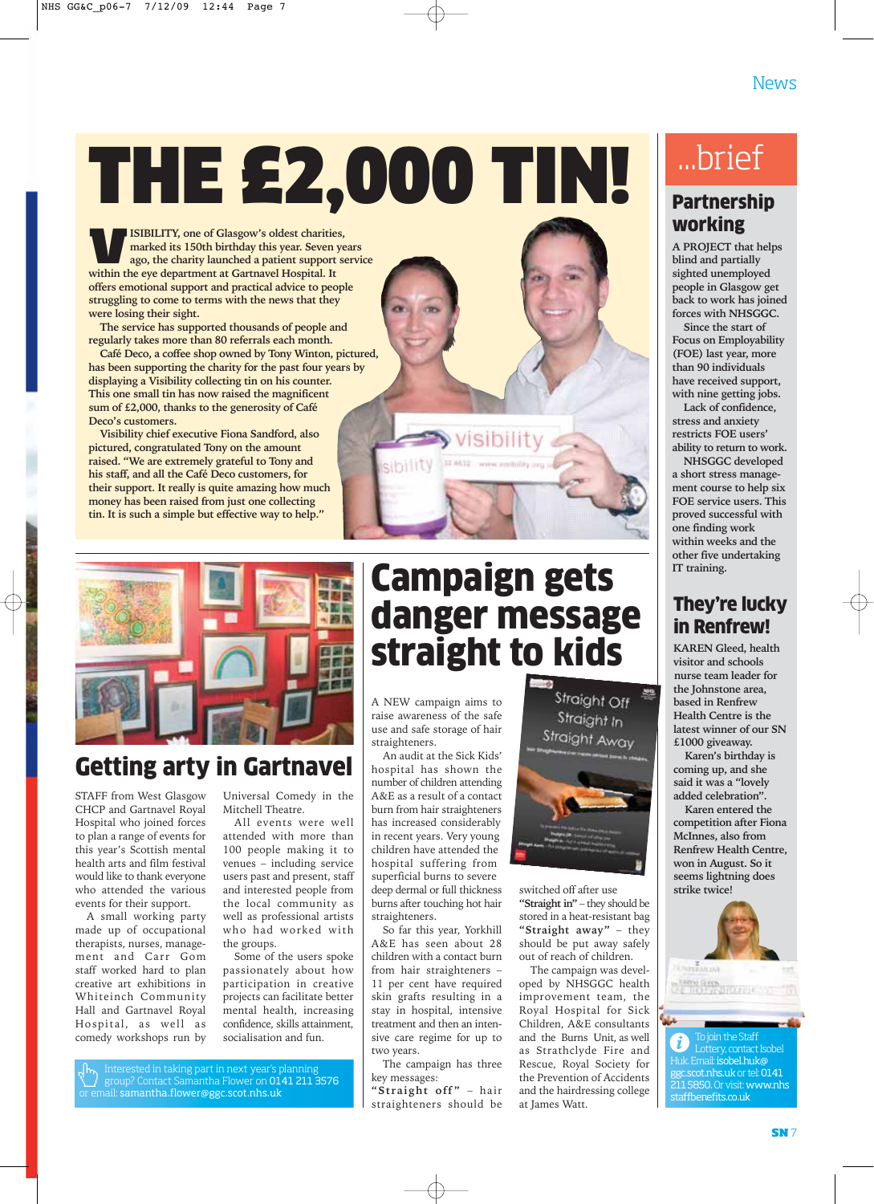# THE £2,000 TIN!

VISIBILITY, one of Glasgow's oldest charities, marked its 150th birthday this year. Seven years ago, the charity launched a patient support service within the eye department at Gartnavel Hospital. It offers emotional support and practical advice to people struggling to come to terms with the news that they were losing their sight.

The service has supported thousands of people and regularly takes more than 80 referrals each month.

Café Deco, a coffee shop owned by Tony Winton, pictured, has been supporting the charity for the past four years by displaying a Visibility collecting tin on his counter. This one small tin has now raised the magnificent sum of £2,000, thanks to the generosity of Café Deco's customers.

Visibility chief executive Fiona Sandford, also pictured, congratulated Tony on the amount raised. "We are extremely grateful to Tony and his staff, and all the Café Deco customers, for their support. It really is quite amazing how much money has been raised from just one collecting tin. It is such a simple but effective way to help."

## Getting arty in Gartnavel

STAFF from West Glasgow CHCP and Gartnavel Royal Hospital who joined forces to plan a range of events for this year's Scottish mental health arts and film festival would like to thank everyone who attended the various events for their support.

A small working party made up of occupational therapists, nurses, management and Carr Gom staff worked hard to plan creative art exhibitions in Whiteinch Community Hall and Gartnavel Royal Hospital, as well as comedy workshops run by Universal Comedy in the Mitchell Theatre.

All events were well attended with more than 100 people making it to venues – including service users past and present, staff and interested people from the local community as well as professional artists who had worked with the groups.

Some of the users spoke passionately about how participation in creative projects can facilitate better mental health, increasing confidence, skills attainment, socialisation and fun.

Interested in taking part in next year's planning group? Contact Samantha Flower on 0141 211 3576 or email: samantha.flower@ggc.scot.nhs.uk

## Campaign gets danger message straight to kids

A NEW campaign aims to raise awareness of the safe use and safe storage of hair straighteners.

An audit at the Sick Kids' hospital has shown the number of children attending A&E as a result of a contact burn from hair straighteners has increased considerably in recent years. Very young children have attended the hospital suffering from superficial burns to severe deep dermal or full thickness burns after touching hot hair straighteners.

So far this year, Yorkhill A&E has seen about 28 children with a contact burn from hair straighteners – 11 per cent have required skin grafts resulting in a stay in hospital, intensive treatment and then an intensive care regime for up to two years.

The campaign has three key messages:

"**Straight off**" – hair straighteners should be switched off after use

"**Straight in**" – they should be stored in a heat-resistant bag

"**Straight away**" – they should be put away safely out of reach of children.

The campaign was developed by NHSGGC health improvement team, the Royal Hospital for Sick Children, A&E consultants and the Burns Unit, as well as Strathclyde Fire and Rescue, Royal Society for the Prevention of Accidents and the hairdressing college at James Watt.

## ...brief

### Partnership working

A PROJECT that helps blind and partially sighted unemployed people in Glasgow get back to work has joined forces with NHSGGC.

Since the start of Focus on Employability (FOE) last year, more than 90 individuals have received support, with nine getting jobs.

Lack of confidence, stress and anxiety restricts FOE users' ability to return to work.

NHSGGC developed a short stress management course to help six FOE service users. This proved successful with one finding work within weeks and the other five undertaking IT training.

### They're lucky in Renfrew!

KAREN Gleed, health visitor and schools nurse team leader for the Johnstone area, based in Renfrew Health Centre is the latest winner of our SN £1000 giveaway.

Karen's birthday is coming up, and she said it was a "lovely added celebration".

Karen entered the competition after Fiona McInnes, also from Renfrew Health Centre, won in August. So it seems lightning does strike twice!

To join the Staff Lottery, contact Isobel Huk. Email: isobel.huk@ggc.scot.nhs.uk or tel: 0141 211 5850. Or visit: www.nhsstaffbenefits.co.uk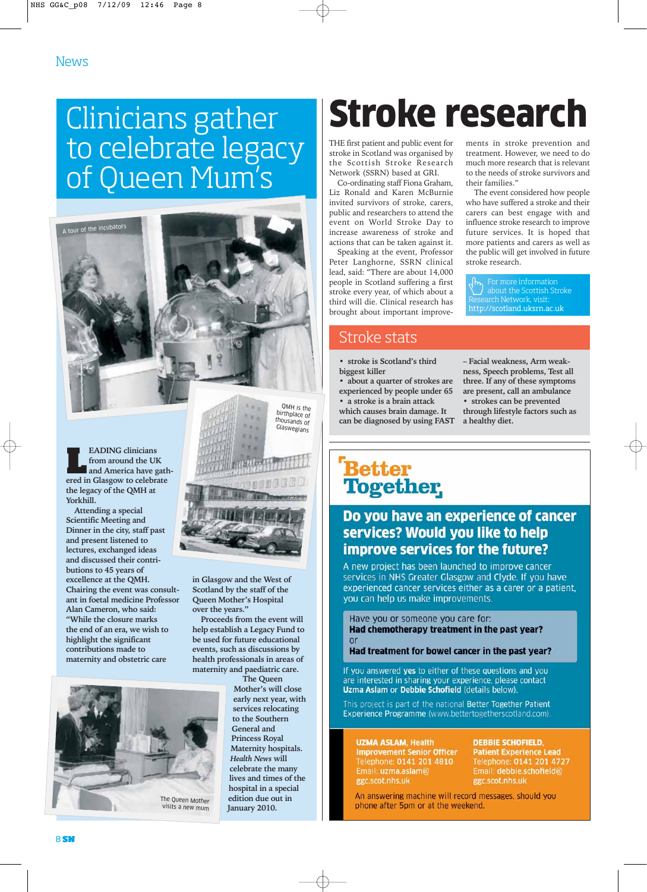News

# Clinicians gather to celebrate legacy of Queen Mum's

A tour of the incubators

QMH is the birthplace of thousands of Glaswegians

LEADING clinicians from around the UK and America have gathered in Glasgow to celebrate the legacy of the QMH at Yorkhill.

Attending a special Scientific Meeting and Dinner in the city, staff past and present listened to lectures, exchanged ideas and discussed their contributions to 45 years of excellence at the QMH.

Chairing the event was consultant in foetal medicine Professor Alan Cameron, who said: "While the closure marks the end of an era, we wish to highlight the significant contributions made to maternity and obstetric care in Glasgow and the West of Scotland by the staff of the Queen Mother's Hospital over the years."

Proceeds from the event will help establish a Legacy Fund to be used for future educational events, such as discussions by health professionals in areas of maternity and paediatric care.

The Queen Mother's will close early next year, with services relocating to the Southern General and Princess Royal Maternity hospitals. *Health News* will celebrate the many lives and times of the hospital in a special edition due out in January 2010.

The Queen Mother visits a new mum

# Stroke research

THE first patient and public event for stroke in Scotland was organised by the Scottish Stroke Research Network (SSRN) based at GRI.

Co-ordinating staff Fiona Graham, Liz Ronald and Karen McBurnie invited survivors of stroke, carers, public and researchers to attend the event on World Stroke Day to increase awareness of stroke and actions that can be taken against it.

Speaking at the event, Professor Peter Langhorne, SSRN clinical lead, said: "There are about 14,000 people in Scotland suffering a first stroke every year, of which about a third will die. Clinical research has brought about important improvements in stroke prevention and treatment. However, we need to do much more research that is relevant to the needs of stroke survivors and their families."

The event considered how people who have suffered a stroke and their carers can best engage with and influence stroke research to improve future services. It is hoped that more patients and carers as well as the public will get involved in future stroke research.

For more information about the Scottish Stroke Research Network, visit: http://scotland.uksrn.ac.uk

## Stroke stats

- stroke is Scotland's third biggest killer
- about a quarter of strokes are experienced by people under 65
- a stroke is a brain attack which causes brain damage. It can be diagnosed by using FAST – Facial weakness, Arm weakness, Speech problems, Test all three. If any of these symptoms are present, call an ambulance
- strokes can be prevented through lifestyle factors such as a healthy diet.

## Better Together

### Do you have an experience of cancer services? Would you like to help improve services for the future?

A new project has been launched to improve cancer services in NHS Greater Glasgow and Clyde. If you have experienced cancer services either as a carer or a patient, you can help us make improvements.

Have you or someone you care for:
**Had chemotherapy treatment in the past year?**
or
**Had treatment for bowel cancer in the past year?**

If you answered **yes** to either of these questions and you are interested in sharing your experience, please contact **Uzma Aslam** or **Debbie Schofield** (details below).

This project is part of the national Better Together Patient Experience Programme (www.bettertogetherscotland.com).

**UZMA ASLAM**, Health Improvement Senior Officer
Telephone: 0141 201 4810
Email: uzma.aslam@ggc.scot.nhs.uk

**DEBBIE SCHOFIELD**, Patient Experience Lead
Telephone: 0141 201 4727
Email: debbie.schofield@ggc.scot.nhs.uk

An answering machine will record messages, should you phone after 5pm or at the weekend.